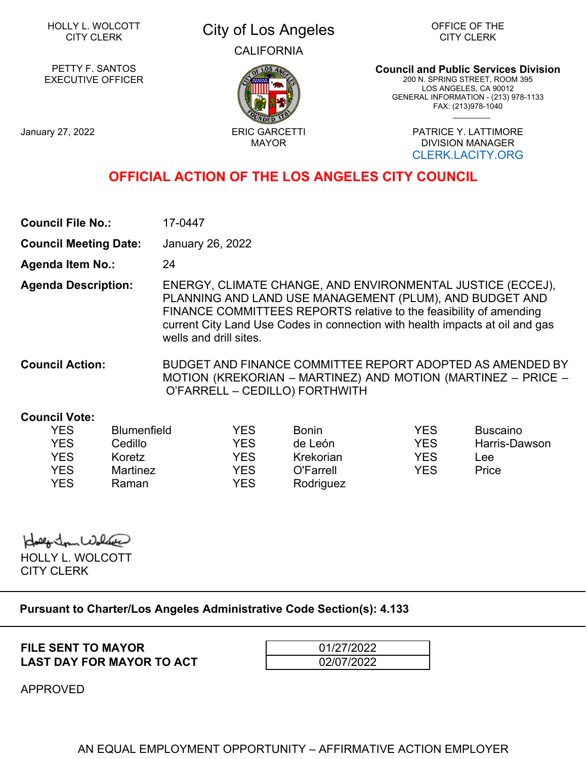HOLLY L. WOLCOTT
CITY CLERK

PETTY F. SANTOS
EXECUTIVE OFFICER

January 27, 2022

City of Los Angeles

CALIFORNIA

ERIC GARCETTI
MAYOR

OFFICE OF THE
CITY CLERK

**Council and Public Services Division**
200 N. SPRING STREET, ROOM 395
LOS ANGELES, CA 90012
GENERAL INFORMATION - (213) 978-1133
FAX: (213)978-1040

PATRICE Y. LATTIMORE
DIVISION MANAGER
CLERK.LACITY.ORG

## OFFICIAL ACTION OF THE LOS ANGELES CITY COUNCIL

**Council File No.:** 17-0447

**Council Meeting Date:** January 26, 2022

**Agenda Item No.:** 24

**Agenda Description:** ENERGY, CLIMATE CHANGE, AND ENVIRONMENTAL JUSTICE (ECCEJ), PLANNING AND LAND USE MANAGEMENT (PLUM), AND BUDGET AND FINANCE COMMITTEES REPORTS relative to the feasibility of amending current City Land Use Codes in connection with health impacts at oil and gas wells and drill sites.

**Council Action:** BUDGET AND FINANCE COMMITTEE REPORT ADOPTED AS AMENDED BY MOTION (KREKORIAN – MARTINEZ) AND MOTION (MARTINEZ – PRICE – O'FARRELL – CEDILLO) FORTHWITH

**Council Vote:**

| | | | | | |
|---|---|---|---|---|---|
| YES | Blumenfield | YES | Bonin | YES | Buscaino |
| YES | Cedillo | YES | de León | YES | Harris-Dawson |
| YES | Koretz | YES | Krekorian | YES | Lee |
| YES | Martinez | YES | O'Farrell | YES | Price |
| YES | Raman | YES | Rodriguez | | |

HOLLY L. WOLCOTT
CITY CLERK

**Pursuant to Charter/Los Angeles Administrative Code Section(s): 4.133**

| | |
|---|---|
| **FILE SENT TO MAYOR** | 01/27/2022 |
| **LAST DAY FOR MAYOR TO ACT** | 02/07/2022 |

APPROVED

AN EQUAL EMPLOYMENT OPPORTUNITY – AFFIRMATIVE ACTION EMPLOYER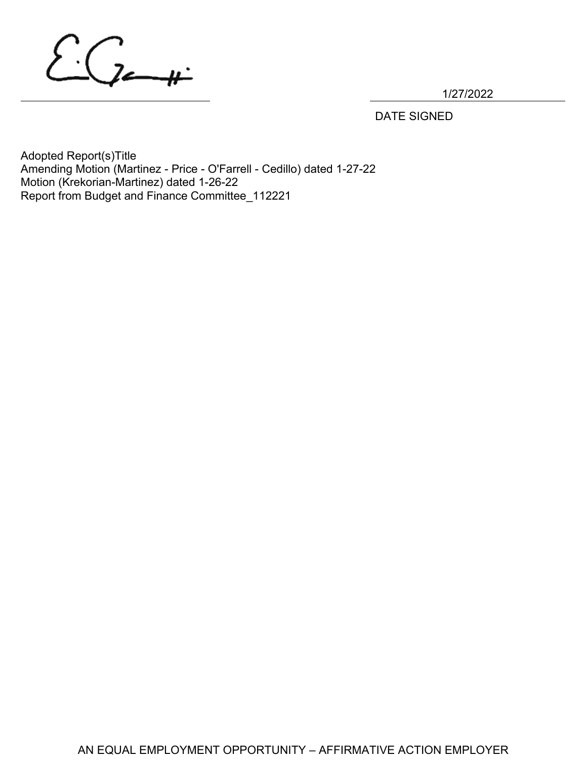1/27/2022

DATE SIGNED

Adopted Report(s)Title
Amending Motion (Martinez - Price - O'Farrell - Cedillo) dated 1-27-22
Motion (Krekorian-Martinez) dated 1-26-22
Report from Budget and Finance Committee_112221

AN EQUAL EMPLOYMENT OPPORTUNITY – AFFIRMATIVE ACTION EMPLOYER